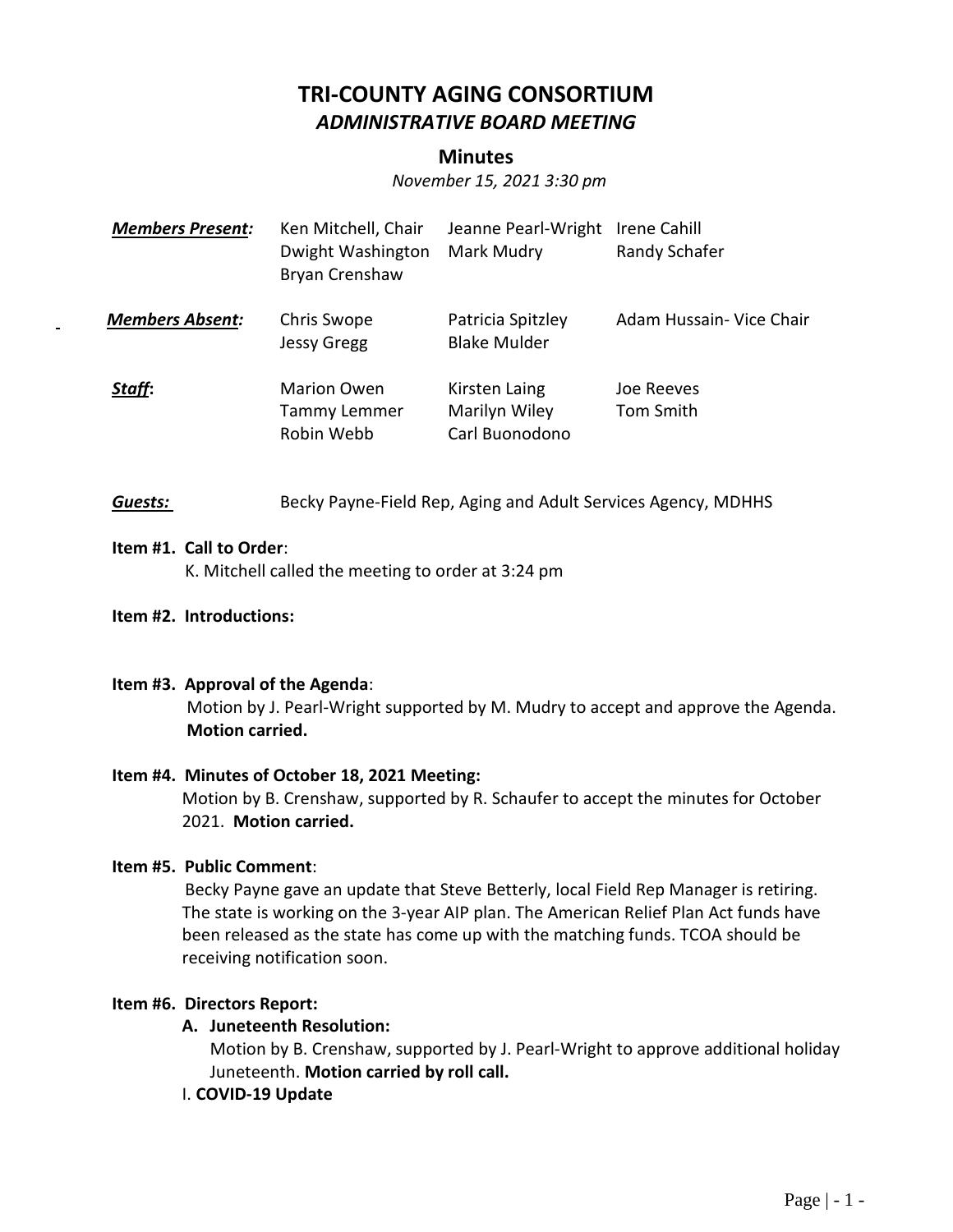# TRI-COUNTY AGING CONSORTIUM

## *ADMINISTRATIVE BOARD MEETING*

### Minutes

*November 15, 2021 3:30 pm*

| | | | |
|---|---|---|---|
| ***Members Present:*** | Ken Mitchell, Chair | Jeanne Pearl-Wright | Irene Cahill |
| | Dwight Washington | Mark Mudry | Randy Schafer |
| | Bryan Crenshaw | | |
| ***Members Absent:*** | Chris Swope | Patricia Spitzley | Adam Hussain- Vice Chair |
| | Jessy Gregg | Blake Mulder | |
| ***Staff*:** | Marion Owen | Kirsten Laing | Joe Reeves |
| | Tammy Lemmer | Marilyn Wiley | Tom Smith |
| | Robin Webb | Carl Buonodono | |

***Guests:*** Becky Payne-Field Rep, Aging and Adult Services Agency, MDHHS

**Item #1. Call to Order**:

K. Mitchell called the meeting to order at 3:24 pm

**Item #2. Introductions:**

**Item #3. Approval of the Agenda**:

Motion by J. Pearl-Wright supported by M. Mudry to accept and approve the Agenda. **Motion carried.**

**Item #4. Minutes of October 18, 2021 Meeting:**

Motion by B. Crenshaw, supported by R. Schaufer to accept the minutes for October 2021. **Motion carried.**

**Item #5. Public Comment**:

Becky Payne gave an update that Steve Betterly, local Field Rep Manager is retiring. The state is working on the 3-year AIP plan. The American Relief Plan Act funds have been released as the state has come up with the matching funds. TCOA should be receiving notification soon.

**Item #6. Directors Report:**

**A. Juneteenth Resolution:**

Motion by B. Crenshaw, supported by J. Pearl-Wright to approve additional holiday Juneteenth. **Motion carried by roll call.**

I. **COVID-19 Update**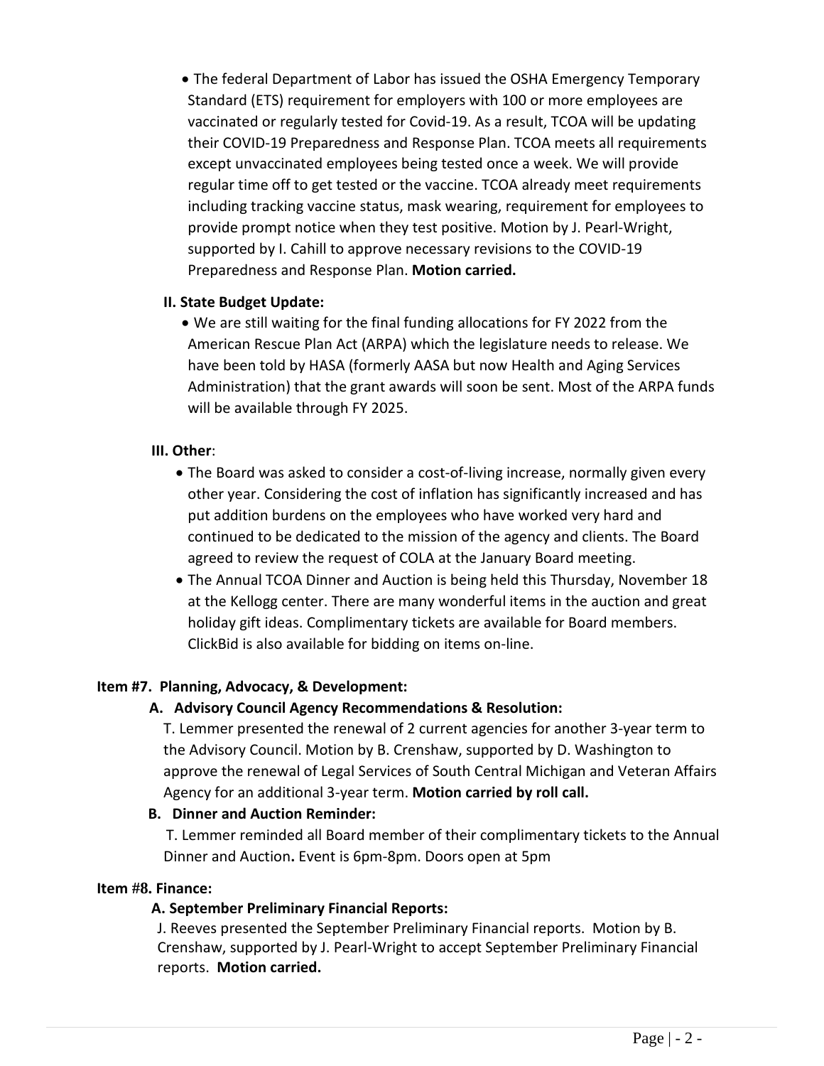- The federal Department of Labor has issued the OSHA Emergency Temporary Standard (ETS) requirement for employers with 100 or more employees are vaccinated or regularly tested for Covid-19. As a result, TCOA will be updating their COVID-19 Preparedness and Response Plan. TCOA meets all requirements except unvaccinated employees being tested once a week. We will provide regular time off to get tested or the vaccine. TCOA already meet requirements including tracking vaccine status, mask wearing, requirement for employees to provide prompt notice when they test positive. Motion by J. Pearl-Wright, supported by I. Cahill to approve necessary revisions to the COVID-19 Preparedness and Response Plan. **Motion carried.**

**II. State Budget Update:**

- We are still waiting for the final funding allocations for FY 2022 from the American Rescue Plan Act (ARPA) which the legislature needs to release. We have been told by HASA (formerly AASA but now Health and Aging Services Administration) that the grant awards will soon be sent. Most of the ARPA funds will be available through FY 2025.

**III. Other**:

- The Board was asked to consider a cost-of-living increase, normally given every other year. Considering the cost of inflation has significantly increased and has put addition burdens on the employees who have worked very hard and continued to be dedicated to the mission of the agency and clients. The Board agreed to review the request of COLA at the January Board meeting.
- The Annual TCOA Dinner and Auction is being held this Thursday, November 18 at the Kellogg center. There are many wonderful items in the auction and great holiday gift ideas. Complimentary tickets are available for Board members. ClickBid is also available for bidding on items on-line.

**Item #7. Planning, Advocacy, & Development:**

**A. Advisory Council Agency Recommendations & Resolution:**

T. Lemmer presented the renewal of 2 current agencies for another 3-year term to the Advisory Council. Motion by B. Crenshaw, supported by D. Washington to approve the renewal of Legal Services of South Central Michigan and Veteran Affairs Agency for an additional 3-year term. **Motion carried by roll call.**

**B. Dinner and Auction Reminder:**

T. Lemmer reminded all Board member of their complimentary tickets to the Annual Dinner and Auction**.** Event is 6pm-8pm. Doors open at 5pm

**Item #8. Finance:**

**A. September Preliminary Financial Reports:**

J. Reeves presented the September Preliminary Financial reports. Motion by B. Crenshaw, supported by J. Pearl-Wright to accept September Preliminary Financial reports. **Motion carried.**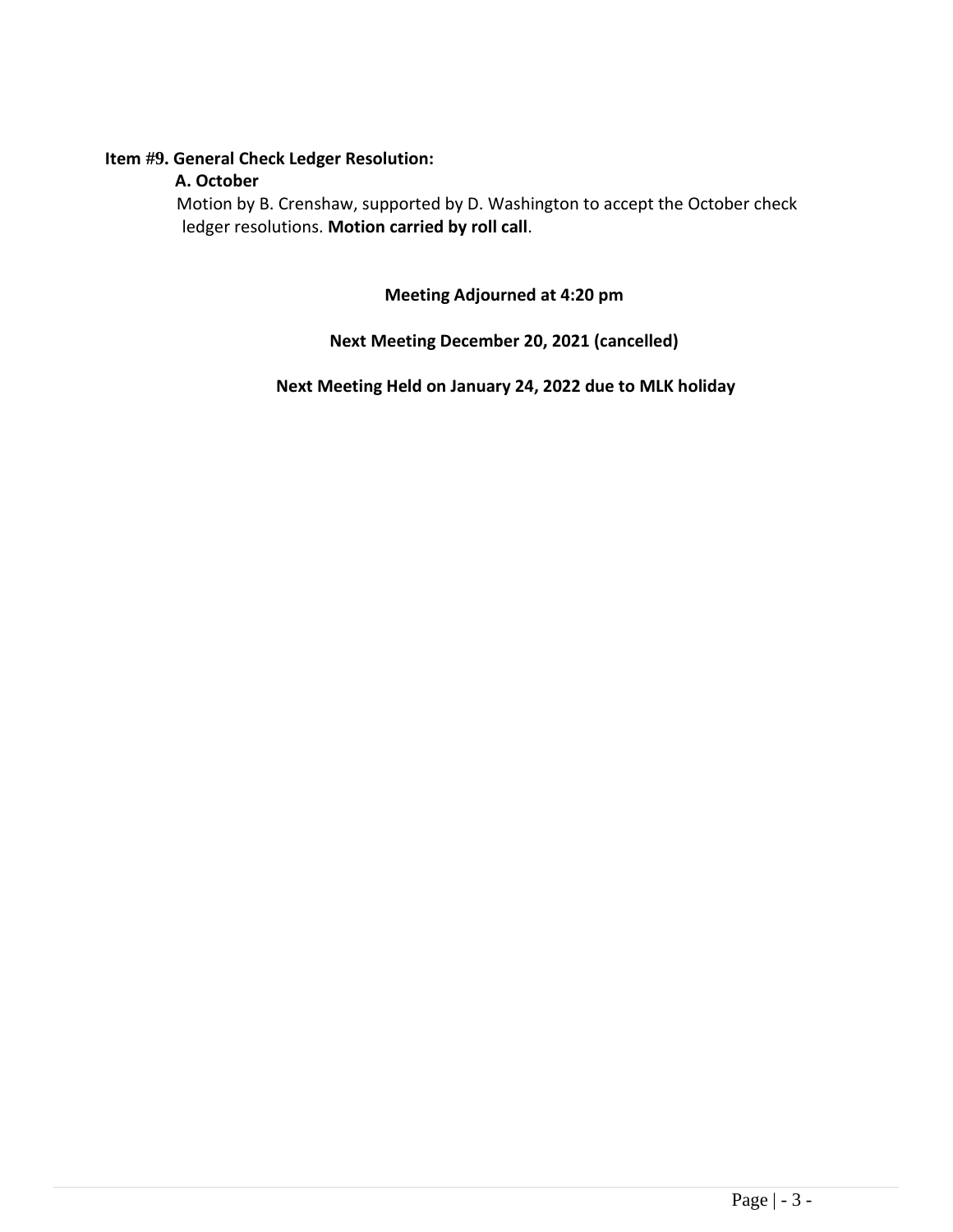**Item #9. General Check Ledger Resolution:**

**A. October**

Motion by B. Crenshaw, supported by D. Washington to accept the October check ledger resolutions. **Motion carried by roll call**.

**Meeting Adjourned at 4:20 pm**

**Next Meeting December 20, 2021 (cancelled)**

**Next Meeting Held on January 24, 2022 due to MLK holiday**